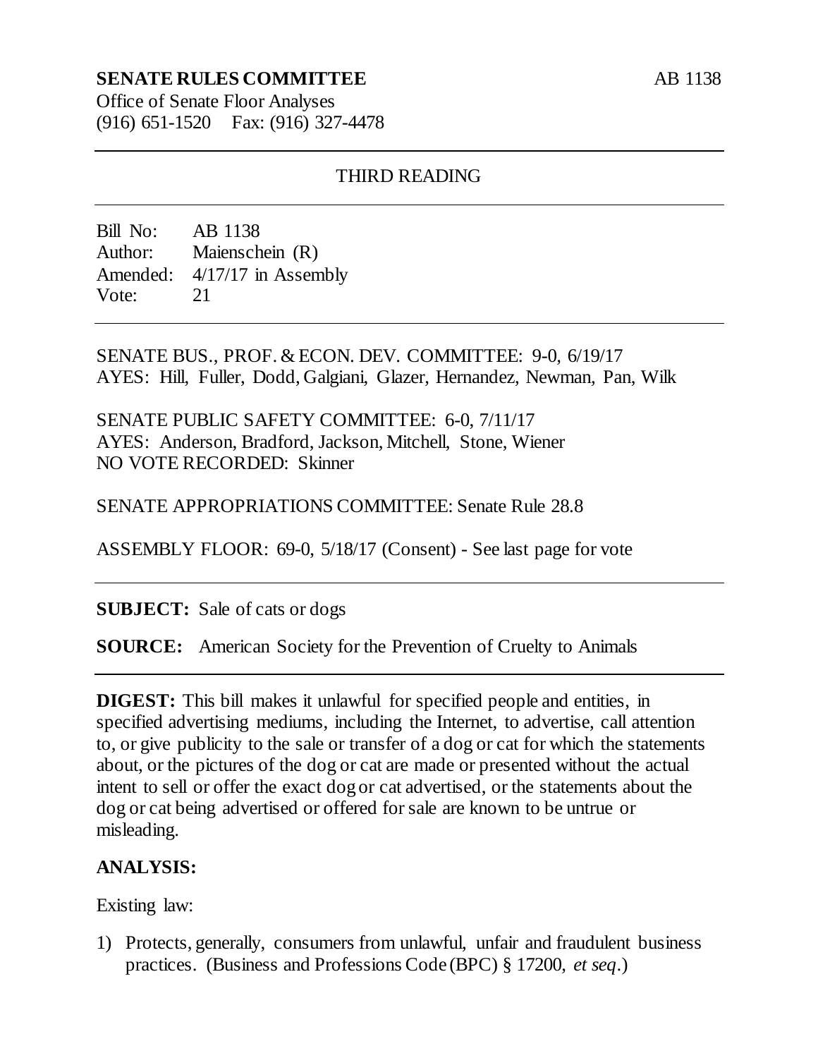**SENATE RULES COMMITTEE** AB 1138

Office of Senate Floor Analyses
(916) 651-1520 Fax: (916) 327-4478

---

THIRD READING

---

Bill No: AB 1138
Author: Maienschein (R)
Amended: 4/17/17 in Assembly
Vote: 21

---

SENATE BUS., PROF. & ECON. DEV. COMMITTEE: 9-0, 6/19/17
AYES: Hill, Fuller, Dodd, Galgiani, Glazer, Hernandez, Newman, Pan, Wilk

SENATE PUBLIC SAFETY COMMITTEE: 6-0, 7/11/17
AYES: Anderson, Bradford, Jackson, Mitchell, Stone, Wiener
NO VOTE RECORDED: Skinner

SENATE APPROPRIATIONS COMMITTEE: Senate Rule 28.8

ASSEMBLY FLOOR: 69-0, 5/18/17 (Consent) - See last page for vote

---

**SUBJECT:** Sale of cats or dogs

**SOURCE:** American Society for the Prevention of Cruelty to Animals

---

**DIGEST:** This bill makes it unlawful for specified people and entities, in specified advertising mediums, including the Internet, to advertise, call attention to, or give publicity to the sale or transfer of a dog or cat for which the statements about, or the pictures of the dog or cat are made or presented without the actual intent to sell or offer the exact dog or cat advertised, or the statements about the dog or cat being advertised or offered for sale are known to be untrue or misleading.

**ANALYSIS:**

Existing law:

1) Protects, generally, consumers from unlawful, unfair and fraudulent business practices. (Business and Professions Code (BPC) § 17200, *et seq*.)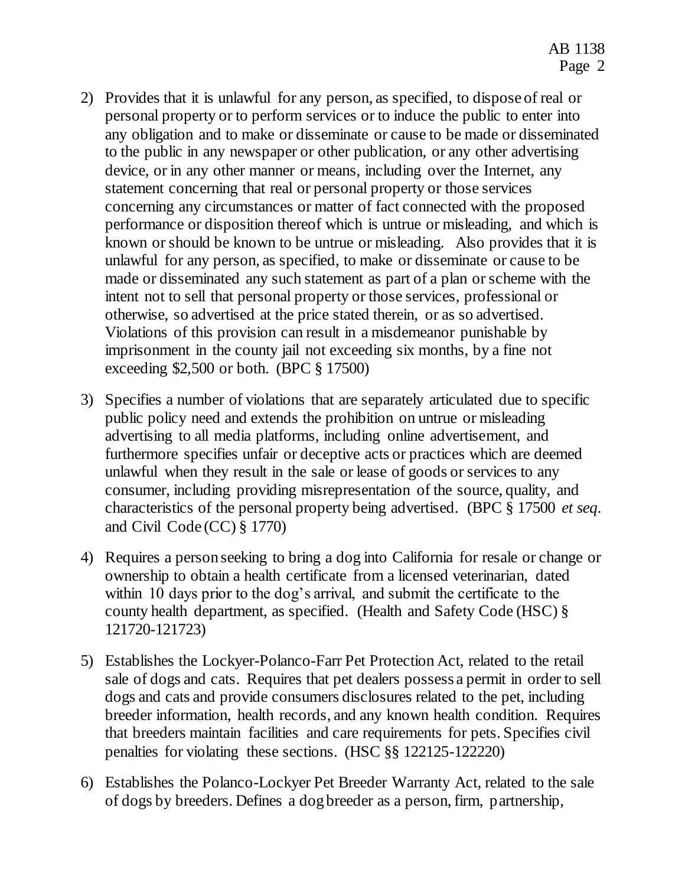2) Provides that it is unlawful for any person, as specified, to dispose of real or personal property or to perform services or to induce the public to enter into any obligation and to make or disseminate or cause to be made or disseminated to the public in any newspaper or other publication, or any other advertising device, or in any other manner or means, including over the Internet, any statement concerning that real or personal property or those services concerning any circumstances or matter of fact connected with the proposed performance or disposition thereof which is untrue or misleading, and which is known or should be known to be untrue or misleading. Also provides that it is unlawful for any person, as specified, to make or disseminate or cause to be made or disseminated any such statement as part of a plan or scheme with the intent not to sell that personal property or those services, professional or otherwise, so advertised at the price stated therein, or as so advertised. Violations of this provision can result in a misdemeanor punishable by imprisonment in the county jail not exceeding six months, by a fine not exceeding $2,500 or both. (BPC § 17500)

3) Specifies a number of violations that are separately articulated due to specific public policy need and extends the prohibition on untrue or misleading advertising to all media platforms, including online advertisement, and furthermore specifies unfair or deceptive acts or practices which are deemed unlawful when they result in the sale or lease of goods or services to any consumer, including providing misrepresentation of the source, quality, and characteristics of the personal property being advertised. (BPC § 17500 *et seq.* and Civil Code (CC) § 1770)

4) Requires a person seeking to bring a dog into California for resale or change or ownership to obtain a health certificate from a licensed veterinarian, dated within 10 days prior to the dog's arrival, and submit the certificate to the county health department, as specified. (Health and Safety Code (HSC) § 121720-121723)

5) Establishes the Lockyer-Polanco-Farr Pet Protection Act, related to the retail sale of dogs and cats. Requires that pet dealers possess a permit in order to sell dogs and cats and provide consumers disclosures related to the pet, including breeder information, health records, and any known health condition. Requires that breeders maintain facilities and care requirements for pets. Specifies civil penalties for violating these sections. (HSC §§ 122125-122220)

6) Establishes the Polanco-Lockyer Pet Breeder Warranty Act, related to the sale of dogs by breeders. Defines a dog breeder as a person, firm, partnership,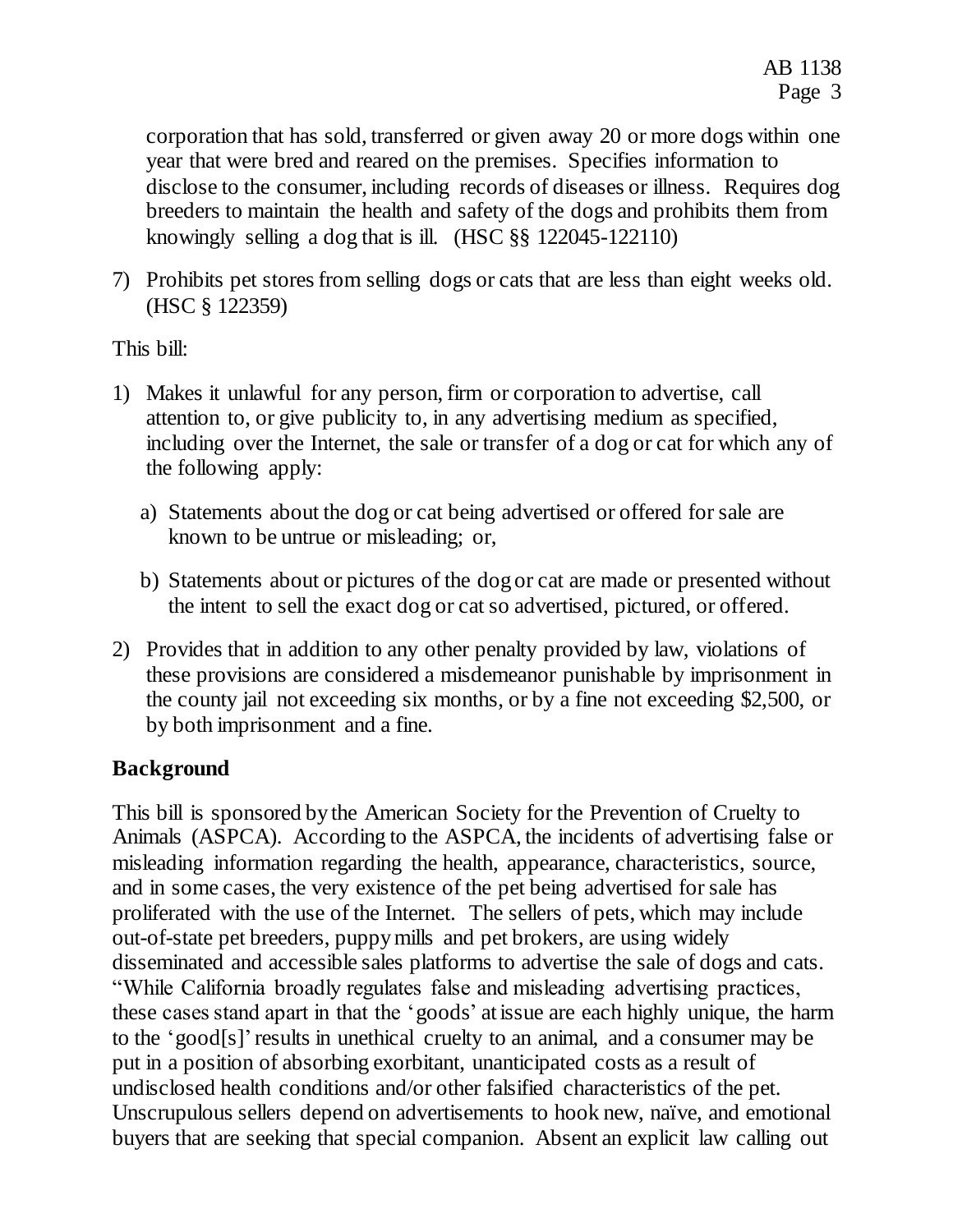corporation that has sold, transferred or given away 20 or more dogs within one year that were bred and reared on the premises. Specifies information to disclose to the consumer, including records of diseases or illness. Requires dog breeders to maintain the health and safety of the dogs and prohibits them from knowingly selling a dog that is ill. (HSC §§ 122045-122110)

7) Prohibits pet stores from selling dogs or cats that are less than eight weeks old. (HSC § 122359)

This bill:

1) Makes it unlawful for any person, firm or corporation to advertise, call attention to, or give publicity to, in any advertising medium as specified, including over the Internet, the sale or transfer of a dog or cat for which any of the following apply:

   a) Statements about the dog or cat being advertised or offered for sale are known to be untrue or misleading; or,

   b) Statements about or pictures of the dog or cat are made or presented without the intent to sell the exact dog or cat so advertised, pictured, or offered.

2) Provides that in addition to any other penalty provided by law, violations of these provisions are considered a misdemeanor punishable by imprisonment in the county jail not exceeding six months, or by a fine not exceeding $2,500, or by both imprisonment and a fine.

## Background

This bill is sponsored by the American Society for the Prevention of Cruelty to Animals (ASPCA). According to the ASPCA, the incidents of advertising false or misleading information regarding the health, appearance, characteristics, source, and in some cases, the very existence of the pet being advertised for sale has proliferated with the use of the Internet. The sellers of pets, which may include out-of-state pet breeders, puppy mills and pet brokers, are using widely disseminated and accessible sales platforms to advertise the sale of dogs and cats. "While California broadly regulates false and misleading advertising practices, these cases stand apart in that the 'goods' at issue are each highly unique, the harm to the 'good[s]' results in unethical cruelty to an animal, and a consumer may be put in a position of absorbing exorbitant, unanticipated costs as a result of undisclosed health conditions and/or other falsified characteristics of the pet. Unscrupulous sellers depend on advertisements to hook new, naïve, and emotional buyers that are seeking that special companion. Absent an explicit law calling out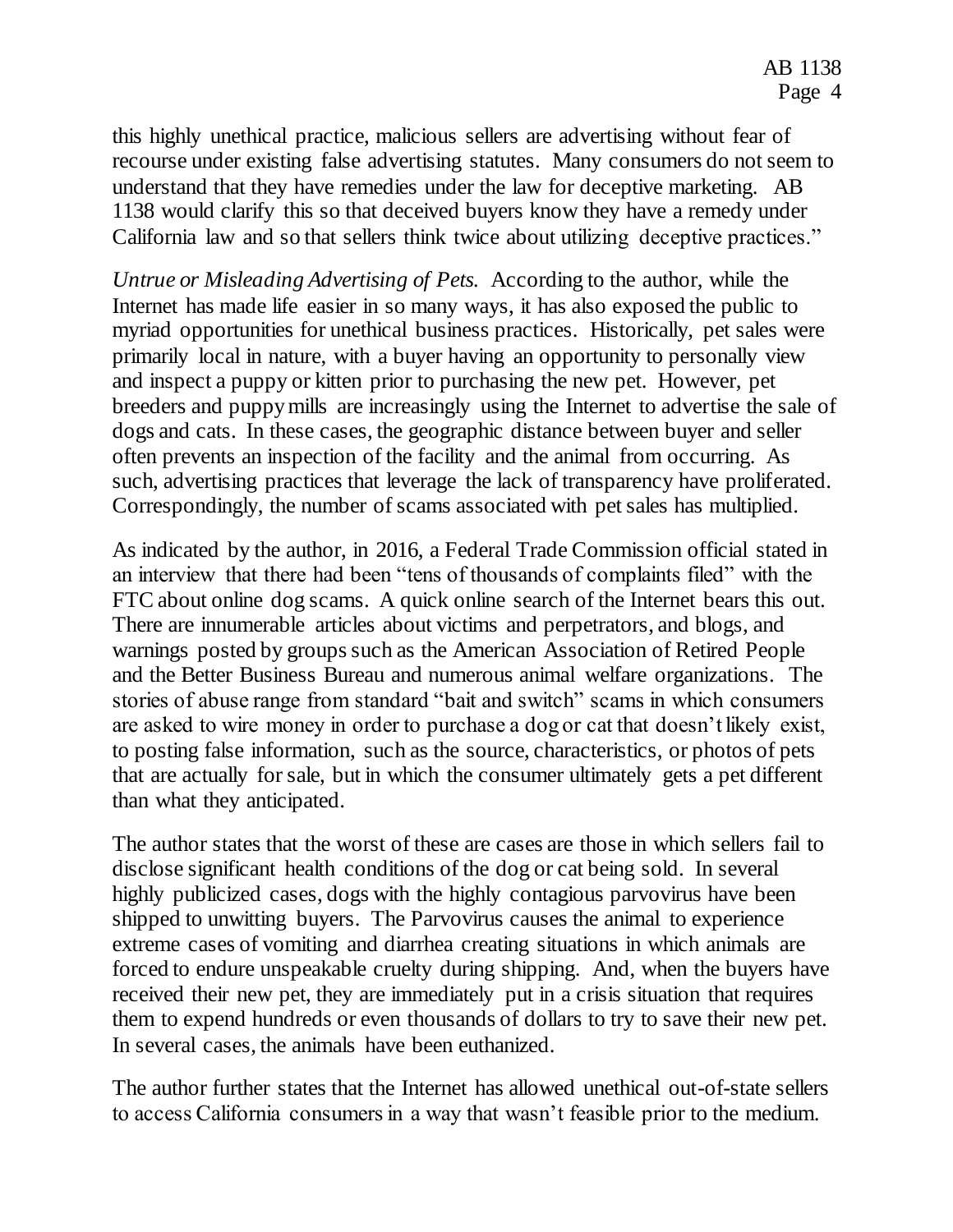this highly unethical practice, malicious sellers are advertising without fear of recourse under existing false advertising statutes. Many consumers do not seem to understand that they have remedies under the law for deceptive marketing. AB 1138 would clarify this so that deceived buyers know they have a remedy under California law and so that sellers think twice about utilizing deceptive practices."

*Untrue or Misleading Advertising of Pets.* According to the author, while the Internet has made life easier in so many ways, it has also exposed the public to myriad opportunities for unethical business practices. Historically, pet sales were primarily local in nature, with a buyer having an opportunity to personally view and inspect a puppy or kitten prior to purchasing the new pet. However, pet breeders and puppy mills are increasingly using the Internet to advertise the sale of dogs and cats. In these cases, the geographic distance between buyer and seller often prevents an inspection of the facility and the animal from occurring. As such, advertising practices that leverage the lack of transparency have proliferated. Correspondingly, the number of scams associated with pet sales has multiplied.

As indicated by the author, in 2016, a Federal Trade Commission official stated in an interview that there had been "tens of thousands of complaints filed" with the FTC about online dog scams. A quick online search of the Internet bears this out. There are innumerable articles about victims and perpetrators, and blogs, and warnings posted by groups such as the American Association of Retired People and the Better Business Bureau and numerous animal welfare organizations. The stories of abuse range from standard "bait and switch" scams in which consumers are asked to wire money in order to purchase a dog or cat that doesn't likely exist, to posting false information, such as the source, characteristics, or photos of pets that are actually for sale, but in which the consumer ultimately gets a pet different than what they anticipated.

The author states that the worst of these are cases are those in which sellers fail to disclose significant health conditions of the dog or cat being sold. In several highly publicized cases, dogs with the highly contagious parvovirus have been shipped to unwitting buyers. The Parvovirus causes the animal to experience extreme cases of vomiting and diarrhea creating situations in which animals are forced to endure unspeakable cruelty during shipping. And, when the buyers have received their new pet, they are immediately put in a crisis situation that requires them to expend hundreds or even thousands of dollars to try to save their new pet. In several cases, the animals have been euthanized.

The author further states that the Internet has allowed unethical out-of-state sellers to access California consumers in a way that wasn't feasible prior to the medium.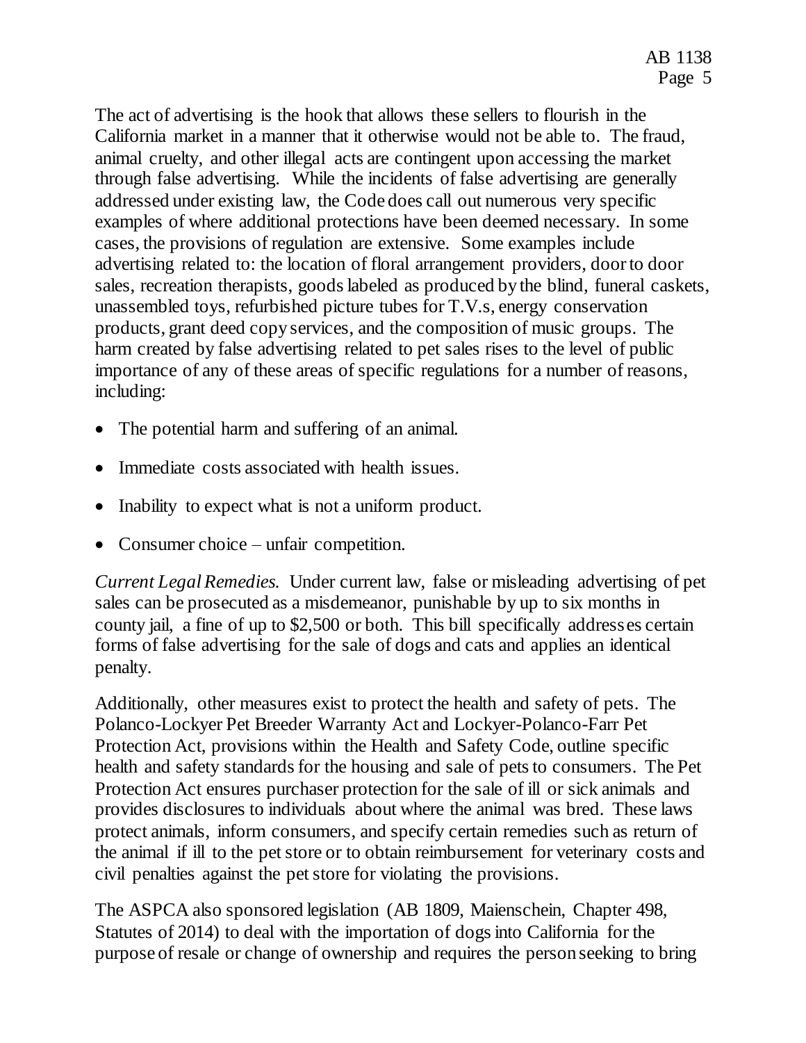The act of advertising is the hook that allows these sellers to flourish in the California market in a manner that it otherwise would not be able to. The fraud, animal cruelty, and other illegal acts are contingent upon accessing the market through false advertising. While the incidents of false advertising are generally addressed under existing law, the Code does call out numerous very specific examples of where additional protections have been deemed necessary. In some cases, the provisions of regulation are extensive. Some examples include advertising related to: the location of floral arrangement providers, door to door sales, recreation therapists, goods labeled as produced by the blind, funeral caskets, unassembled toys, refurbished picture tubes for T.V.s, energy conservation products, grant deed copy services, and the composition of music groups. The harm created by false advertising related to pet sales rises to the level of public importance of any of these areas of specific regulations for a number of reasons, including:

- The potential harm and suffering of an animal.
- Immediate costs associated with health issues.
- Inability to expect what is not a uniform product.
- Consumer choice – unfair competition.

*Current Legal Remedies.* Under current law, false or misleading advertising of pet sales can be prosecuted as a misdemeanor, punishable by up to six months in county jail, a fine of up to $2,500 or both. This bill specifically addresses certain forms of false advertising for the sale of dogs and cats and applies an identical penalty.

Additionally, other measures exist to protect the health and safety of pets. The Polanco-Lockyer Pet Breeder Warranty Act and Lockyer-Polanco-Farr Pet Protection Act, provisions within the Health and Safety Code, outline specific health and safety standards for the housing and sale of pets to consumers. The Pet Protection Act ensures purchaser protection for the sale of ill or sick animals and provides disclosures to individuals about where the animal was bred. These laws protect animals, inform consumers, and specify certain remedies such as return of the animal if ill to the pet store or to obtain reimbursement for veterinary costs and civil penalties against the pet store for violating the provisions.

The ASPCA also sponsored legislation (AB 1809, Maienschein, Chapter 498, Statutes of 2014) to deal with the importation of dogs into California for the purpose of resale or change of ownership and requires the person seeking to bring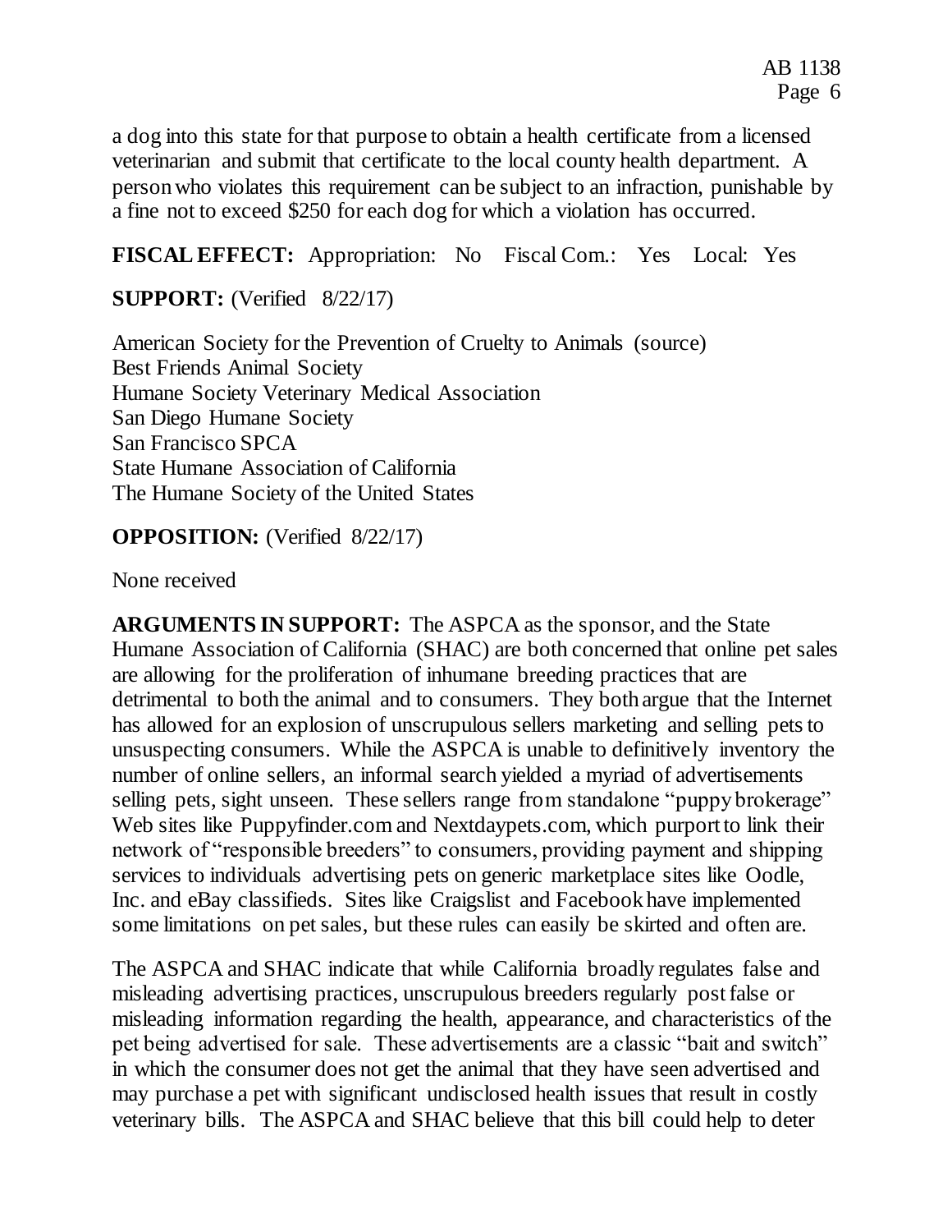a dog into this state for that purpose to obtain a health certificate from a licensed veterinarian and submit that certificate to the local county health department. A person who violates this requirement can be subject to an infraction, punishable by a fine not to exceed $250 for each dog for which a violation has occurred.

**FISCAL EFFECT:** Appropriation: No Fiscal Com.: Yes Local: Yes

**SUPPORT:** (Verified 8/22/17)

American Society for the Prevention of Cruelty to Animals (source)
Best Friends Animal Society
Humane Society Veterinary Medical Association
San Diego Humane Society
San Francisco SPCA
State Humane Association of California
The Humane Society of the United States

**OPPOSITION:** (Verified 8/22/17)

None received

**ARGUMENTS IN SUPPORT:** The ASPCA as the sponsor, and the State Humane Association of California (SHAC) are both concerned that online pet sales are allowing for the proliferation of inhumane breeding practices that are detrimental to both the animal and to consumers. They both argue that the Internet has allowed for an explosion of unscrupulous sellers marketing and selling pets to unsuspecting consumers. While the ASPCA is unable to definitively inventory the number of online sellers, an informal search yielded a myriad of advertisements selling pets, sight unseen. These sellers range from standalone "puppy brokerage" Web sites like Puppyfinder.com and Nextdaypets.com, which purport to link their network of "responsible breeders" to consumers, providing payment and shipping services to individuals advertising pets on generic marketplace sites like Oodle, Inc. and eBay classifieds. Sites like Craigslist and Facebook have implemented some limitations on pet sales, but these rules can easily be skirted and often are.

The ASPCA and SHAC indicate that while California broadly regulates false and misleading advertising practices, unscrupulous breeders regularly post false or misleading information regarding the health, appearance, and characteristics of the pet being advertised for sale. These advertisements are a classic "bait and switch" in which the consumer does not get the animal that they have seen advertised and may purchase a pet with significant undisclosed health issues that result in costly veterinary bills. The ASPCA and SHAC believe that this bill could help to deter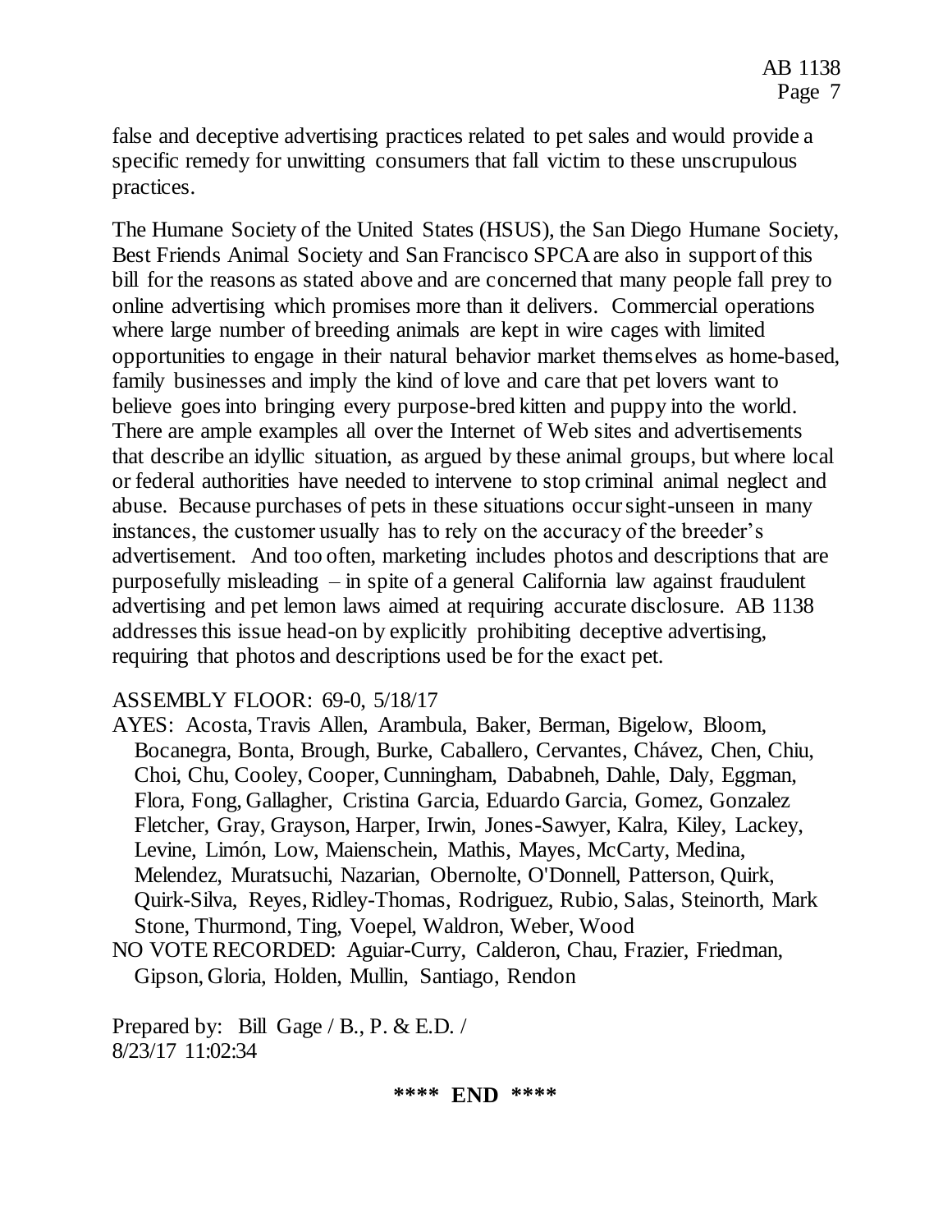false and deceptive advertising practices related to pet sales and would provide a specific remedy for unwitting consumers that fall victim to these unscrupulous practices.

The Humane Society of the United States (HSUS), the San Diego Humane Society, Best Friends Animal Society and San Francisco SPCA are also in support of this bill for the reasons as stated above and are concerned that many people fall prey to online advertising which promises more than it delivers. Commercial operations where large number of breeding animals are kept in wire cages with limited opportunities to engage in their natural behavior market themselves as home-based, family businesses and imply the kind of love and care that pet lovers want to believe goes into bringing every purpose-bred kitten and puppy into the world. There are ample examples all over the Internet of Web sites and advertisements that describe an idyllic situation, as argued by these animal groups, but where local or federal authorities have needed to intervene to stop criminal animal neglect and abuse. Because purchases of pets in these situations occur sight-unseen in many instances, the customer usually has to rely on the accuracy of the breeder's advertisement. And too often, marketing includes photos and descriptions that are purposefully misleading – in spite of a general California law against fraudulent advertising and pet lemon laws aimed at requiring accurate disclosure. AB 1138 addresses this issue head-on by explicitly prohibiting deceptive advertising, requiring that photos and descriptions used be for the exact pet.

ASSEMBLY FLOOR: 69-0, 5/18/17

AYES: Acosta, Travis Allen, Arambula, Baker, Berman, Bigelow, Bloom, Bocanegra, Bonta, Brough, Burke, Caballero, Cervantes, Chávez, Chen, Chiu, Choi, Chu, Cooley, Cooper, Cunningham, Dababneh, Dahle, Daly, Eggman, Flora, Fong, Gallagher, Cristina Garcia, Eduardo Garcia, Gomez, Gonzalez Fletcher, Gray, Grayson, Harper, Irwin, Jones-Sawyer, Kalra, Kiley, Lackey, Levine, Limón, Low, Maienschein, Mathis, Mayes, McCarty, Medina, Melendez, Muratsuchi, Nazarian, Obernolte, O'Donnell, Patterson, Quirk, Quirk-Silva, Reyes, Ridley-Thomas, Rodriguez, Rubio, Salas, Steinorth, Mark Stone, Thurmond, Ting, Voepel, Waldron, Weber, Wood

NO VOTE RECORDED: Aguiar-Curry, Calderon, Chau, Frazier, Friedman, Gipson, Gloria, Holden, Mullin, Santiago, Rendon

Prepared by: Bill Gage / B., P. & E.D. /
8/23/17 11:02:34

**\*\*\*\* END \*\*\*\***